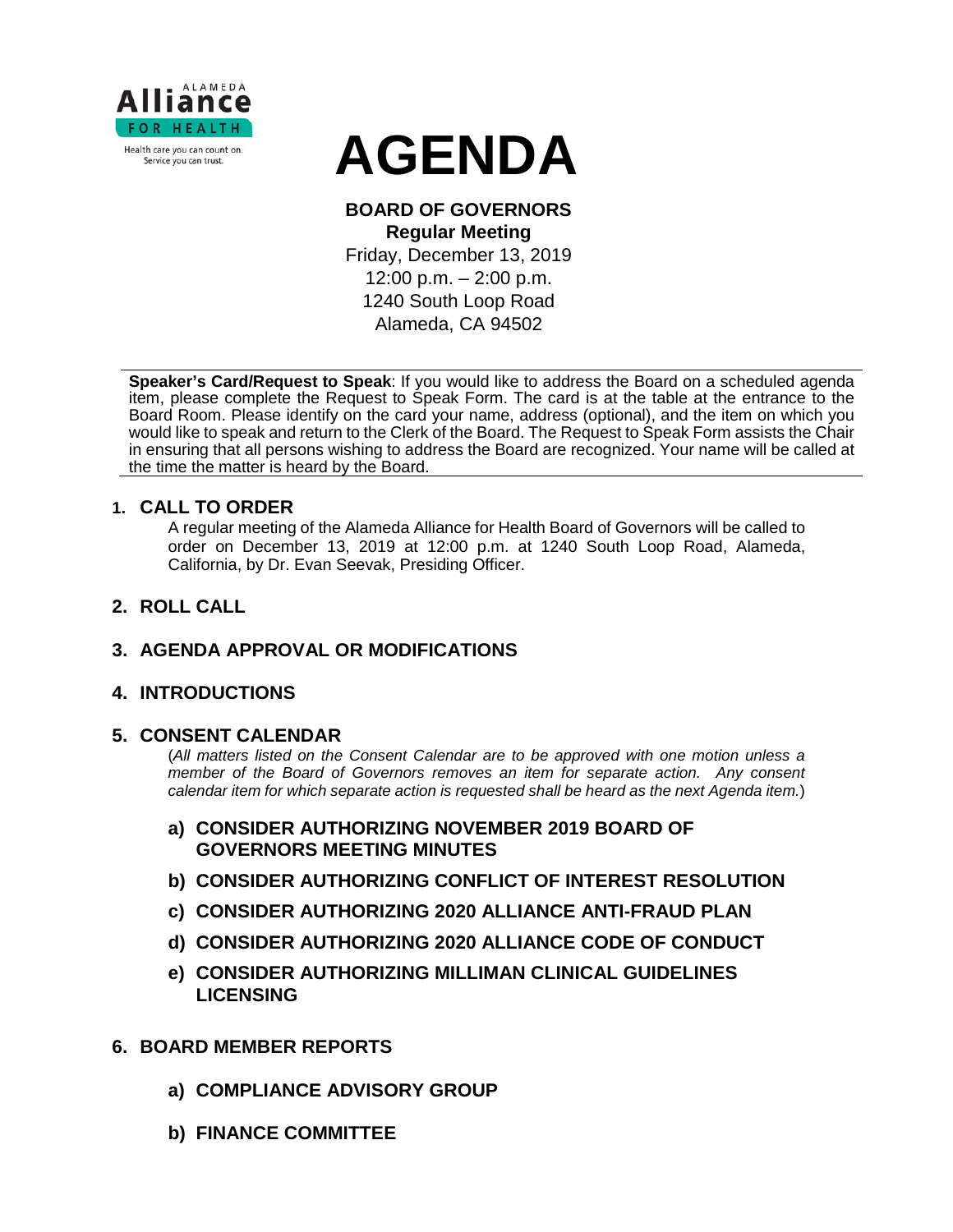ALAMEDA **Alliance** FOR HEALTH

Health care you can count on.
Service you can trust.

# AGENDA

**BOARD OF GOVERNORS**
**Regular Meeting**
Friday, December 13, 2019
12:00 p.m. – 2:00 p.m.
1240 South Loop Road
Alameda, CA 94502

**Speaker's Card/Request to Speak**: If you would like to address the Board on a scheduled agenda item, please complete the Request to Speak Form. The card is at the table at the entrance to the Board Room. Please identify on the card your name, address (optional), and the item on which you would like to speak and return to the Clerk of the Board. The Request to Speak Form assists the Chair in ensuring that all persons wishing to address the Board are recognized. Your name will be called at the time the matter is heard by the Board.

## 1. CALL TO ORDER

A regular meeting of the Alameda Alliance for Health Board of Governors will be called to order on December 13, 2019 at 12:00 p.m. at 1240 South Loop Road, Alameda, California, by Dr. Evan Seevak, Presiding Officer.

## 2. ROLL CALL

## 3. AGENDA APPROVAL OR MODIFICATIONS

## 4. INTRODUCTIONS

## 5. CONSENT CALENDAR

(*All matters listed on the Consent Calendar are to be approved with one motion unless a member of the Board of Governors removes an item for separate action. Any consent calendar item for which separate action is requested shall be heard as the next Agenda item.*)

**a) CONSIDER AUTHORIZING NOVEMBER 2019 BOARD OF GOVERNORS MEETING MINUTES**

**b) CONSIDER AUTHORIZING CONFLICT OF INTEREST RESOLUTION**

**c) CONSIDER AUTHORIZING 2020 ALLIANCE ANTI-FRAUD PLAN**

**d) CONSIDER AUTHORIZING 2020 ALLIANCE CODE OF CONDUCT**

**e) CONSIDER AUTHORIZING MILLIMAN CLINICAL GUIDELINES LICENSING**

## 6. BOARD MEMBER REPORTS

**a) COMPLIANCE ADVISORY GROUP**

**b) FINANCE COMMITTEE**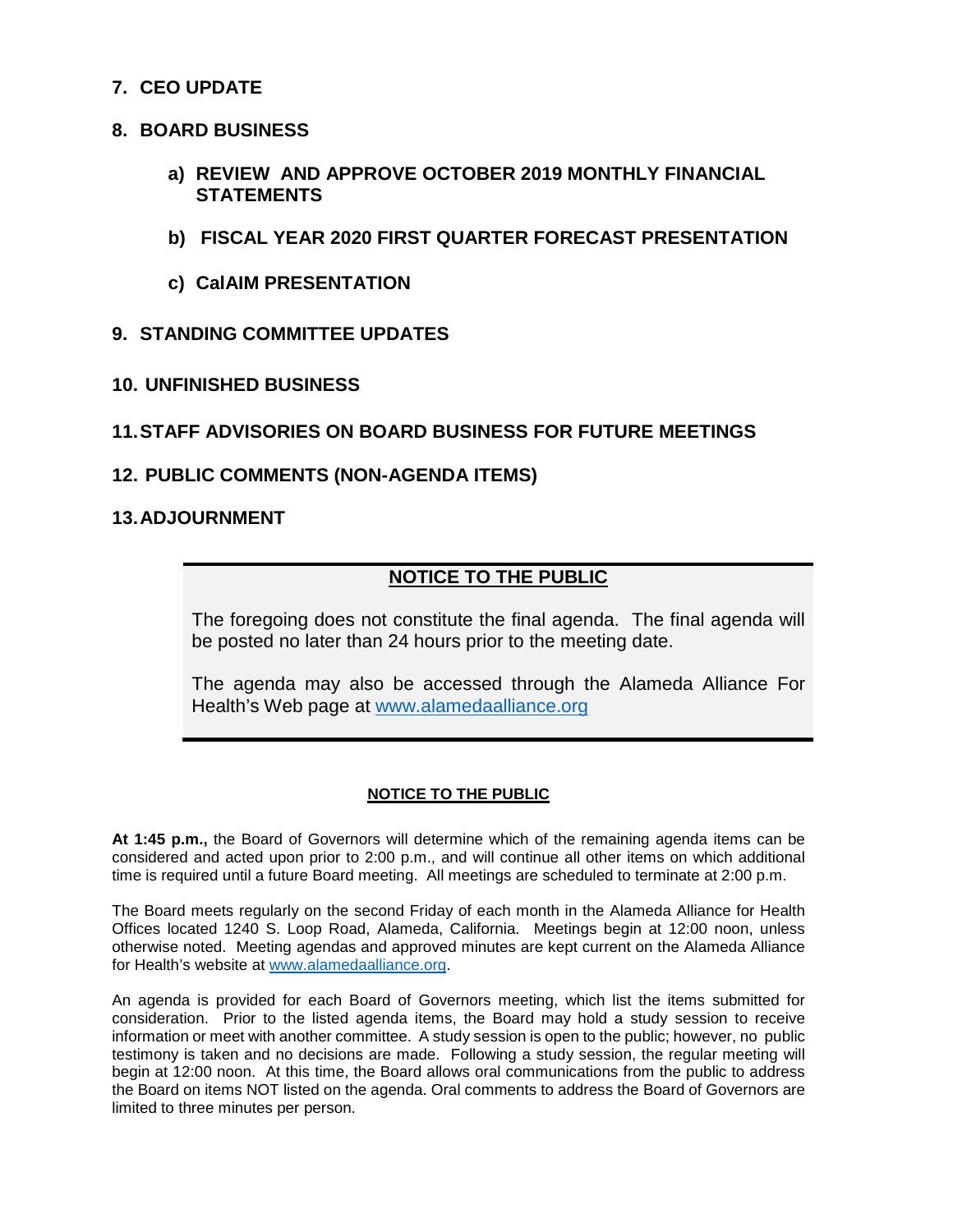## 7. CEO UPDATE

## 8. BOARD BUSINESS

a) **REVIEW AND APPROVE OCTOBER 2019 MONTHLY FINANCIAL STATEMENTS**

b) **FISCAL YEAR 2020 FIRST QUARTER FORECAST PRESENTATION**

c) **CalAIM PRESENTATION**

## 9. STANDING COMMITTEE UPDATES

## 10. UNFINISHED BUSINESS

## 11. STAFF ADVISORIES ON BOARD BUSINESS FOR FUTURE MEETINGS

## 12. PUBLIC COMMENTS (NON-AGENDA ITEMS)

## 13. ADJOURNMENT

---

**NOTICE TO THE PUBLIC**

The foregoing does not constitute the final agenda. The final agenda will be posted no later than 24 hours prior to the meeting date.

The agenda may also be accessed through the Alameda Alliance For Health's Web page at www.alamedaalliance.org

---

**NOTICE TO THE PUBLIC**

**At 1:45 p.m.,** the Board of Governors will determine which of the remaining agenda items can be considered and acted upon prior to 2:00 p.m., and will continue all other items on which additional time is required until a future Board meeting. All meetings are scheduled to terminate at 2:00 p.m.

The Board meets regularly on the second Friday of each month in the Alameda Alliance for Health Offices located 1240 S. Loop Road, Alameda, California. Meetings begin at 12:00 noon, unless otherwise noted. Meeting agendas and approved minutes are kept current on the Alameda Alliance for Health's website at www.alamedaalliance.org.

An agenda is provided for each Board of Governors meeting, which list the items submitted for consideration. Prior to the listed agenda items, the Board may hold a study session to receive information or meet with another committee. A study session is open to the public; however, no public testimony is taken and no decisions are made. Following a study session, the regular meeting will begin at 12:00 noon. At this time, the Board allows oral communications from the public to address the Board on items NOT listed on the agenda. Oral comments to address the Board of Governors are limited to three minutes per person.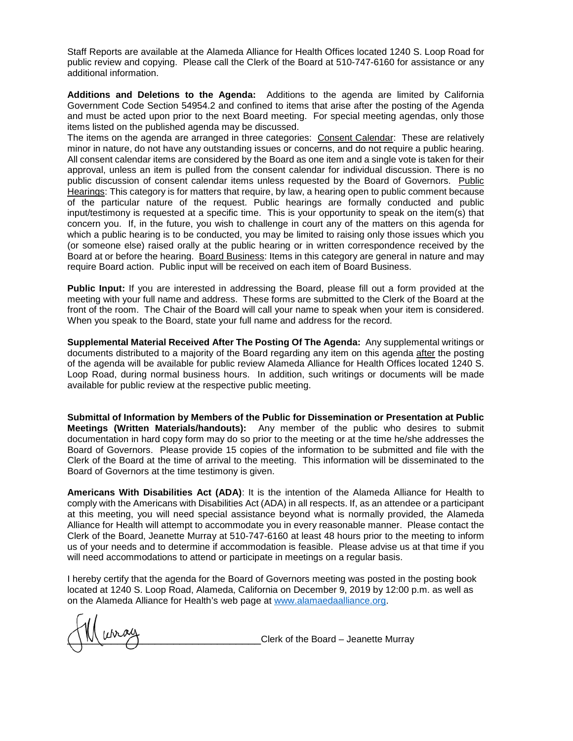Staff Reports are available at the Alameda Alliance for Health Offices located 1240 S. Loop Road for public review and copying. Please call the Clerk of the Board at 510-747-6160 for assistance or any additional information.

**Additions and Deletions to the Agenda:** Additions to the agenda are limited by California Government Code Section 54954.2 and confined to items that arise after the posting of the Agenda and must be acted upon prior to the next Board meeting. For special meeting agendas, only those items listed on the published agenda may be discussed.

The items on the agenda are arranged in three categories: <u>Consent Calendar</u>: These are relatively minor in nature, do not have any outstanding issues or concerns, and do not require a public hearing. All consent calendar items are considered by the Board as one item and a single vote is taken for their approval, unless an item is pulled from the consent calendar for individual discussion. There is no public discussion of consent calendar items unless requested by the Board of Governors. <u>Public Hearings</u>: This category is for matters that require, by law, a hearing open to public comment because of the particular nature of the request. Public hearings are formally conducted and public input/testimony is requested at a specific time. This is your opportunity to speak on the item(s) that concern you. If, in the future, you wish to challenge in court any of the matters on this agenda for which a public hearing is to be conducted, you may be limited to raising only those issues which you (or someone else) raised orally at the public hearing or in written correspondence received by the Board at or before the hearing. <u>Board Business</u>: Items in this category are general in nature and may require Board action. Public input will be received on each item of Board Business.

**Public Input:** If you are interested in addressing the Board, please fill out a form provided at the meeting with your full name and address. These forms are submitted to the Clerk of the Board at the front of the room. The Chair of the Board will call your name to speak when your item is considered. When you speak to the Board, state your full name and address for the record.

**Supplemental Material Received After The Posting Of The Agenda:** Any supplemental writings or documents distributed to a majority of the Board regarding any item on this agenda <u>after</u> the posting of the agenda will be available for public review Alameda Alliance for Health Offices located 1240 S. Loop Road, during normal business hours. In addition, such writings or documents will be made available for public review at the respective public meeting.

**Submittal of Information by Members of the Public for Dissemination or Presentation at Public Meetings (Written Materials/handouts):** Any member of the public who desires to submit documentation in hard copy form may do so prior to the meeting or at the time he/she addresses the Board of Governors. Please provide 15 copies of the information to be submitted and file with the Clerk of the Board at the time of arrival to the meeting. This information will be disseminated to the Board of Governors at the time testimony is given.

**Americans With Disabilities Act (ADA)**: It is the intention of the Alameda Alliance for Health to comply with the Americans with Disabilities Act (ADA) in all respects. If, as an attendee or a participant at this meeting, you will need special assistance beyond what is normally provided, the Alameda Alliance for Health will attempt to accommodate you in every reasonable manner. Please contact the Clerk of the Board, Jeanette Murray at 510-747-6160 at least 48 hours prior to the meeting to inform us of your needs and to determine if accommodation is feasible. Please advise us at that time if you will need accommodations to attend or participate in meetings on a regular basis.

I hereby certify that the agenda for the Board of Governors meeting was posted in the posting book located at 1240 S. Loop Road, Alameda, California on December 9, 2019 by 12:00 p.m. as well as on the Alameda Alliance for Health's web page at www.alamaedaalliance.org.

JMurray ______________________________ Clerk of the Board – Jeanette Murray